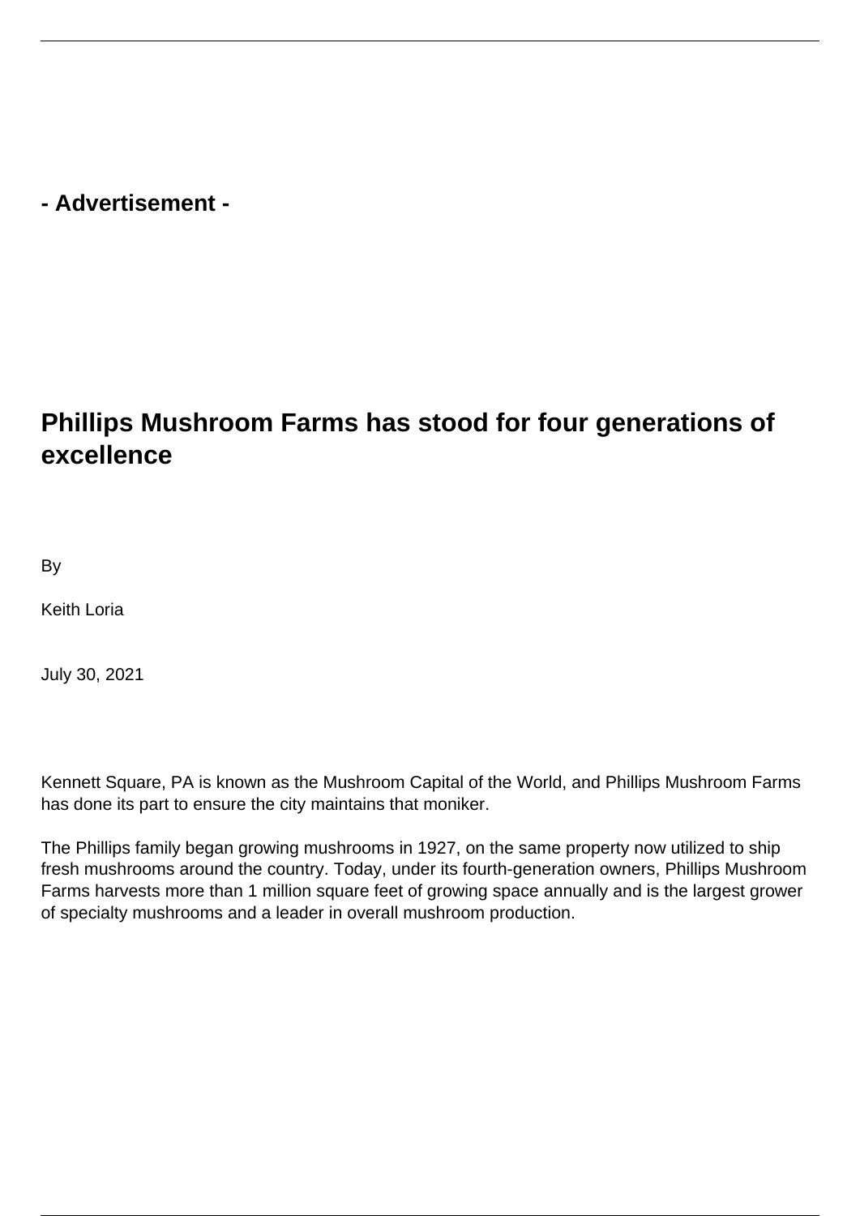- Advertisement -

# Phillips Mushroom Farms has stood for four generations of excellence

By

Keith Loria

July 30, 2021

Kennett Square, PA is known as the Mushroom Capital of the World, and Phillips Mushroom Farms has done its part to ensure the city maintains that moniker.

The Phillips family began growing mushrooms in 1927, on the same property now utilized to ship fresh mushrooms around the country. Today, under its fourth-generation owners, Phillips Mushroom Farms harvests more than 1 million square feet of growing space annually and is the largest grower of specialty mushrooms and a leader in overall mushroom production.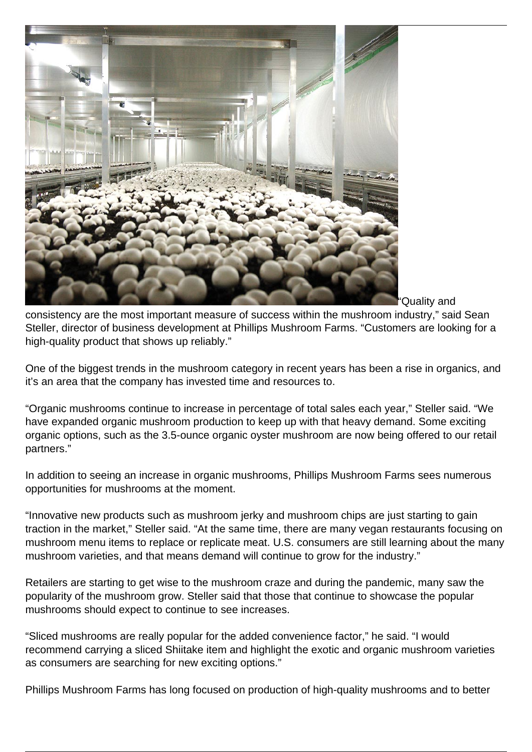"Quality and consistency are the most important measure of success within the mushroom industry," said Sean Steller, director of business development at Phillips Mushroom Farms. "Customers are looking for a high-quality product that shows up reliably."

One of the biggest trends in the mushroom category in recent years has been a rise in organics, and it's an area that the company has invested time and resources to.

"Organic mushrooms continue to increase in percentage of total sales each year," Steller said. "We have expanded organic mushroom production to keep up with that heavy demand. Some exciting organic options, such as the 3.5-ounce organic oyster mushroom are now being offered to our retail partners."

In addition to seeing an increase in organic mushrooms, Phillips Mushroom Farms sees numerous opportunities for mushrooms at the moment.

"Innovative new products such as mushroom jerky and mushroom chips are just starting to gain traction in the market," Steller said. "At the same time, there are many vegan restaurants focusing on mushroom menu items to replace or replicate meat. U.S. consumers are still learning about the many mushroom varieties, and that means demand will continue to grow for the industry."

Retailers are starting to get wise to the mushroom craze and during the pandemic, many saw the popularity of the mushroom grow. Steller said that those that continue to showcase the popular mushrooms should expect to continue to see increases.

"Sliced mushrooms are really popular for the added convenience factor," he said. "I would recommend carrying a sliced Shiitake item and highlight the exotic and organic mushroom varieties as consumers are searching for new exciting options."

Phillips Mushroom Farms has long focused on production of high-quality mushrooms and to better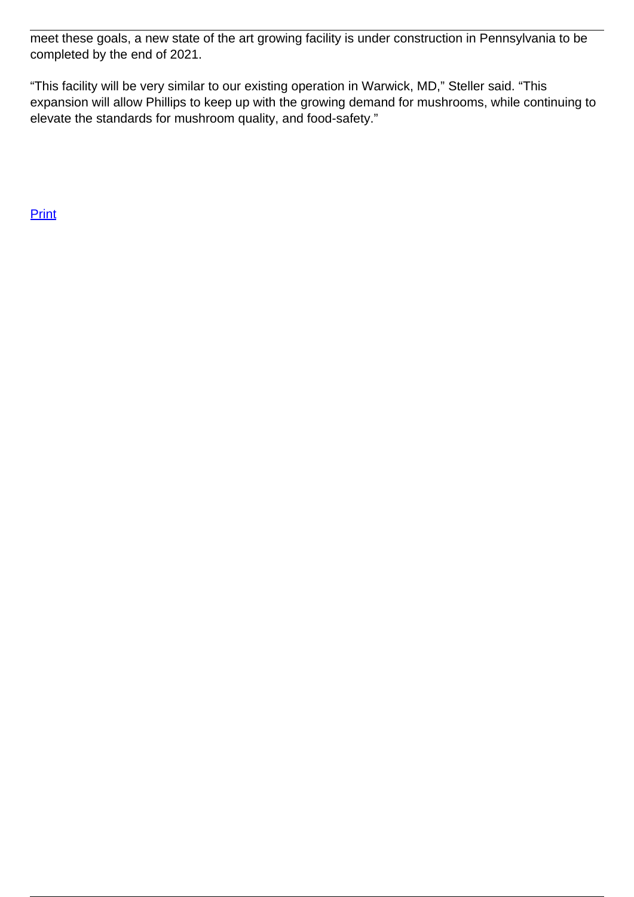meet these goals, a new state of the art growing facility is under construction in Pennsylvania to be completed by the end of 2021.

“This facility will be very similar to our existing operation in Warwick, MD,” Steller said. “This expansion will allow Phillips to keep up with the growing demand for mushrooms, while continuing to elevate the standards for mushroom quality, and food-safety.”

Print